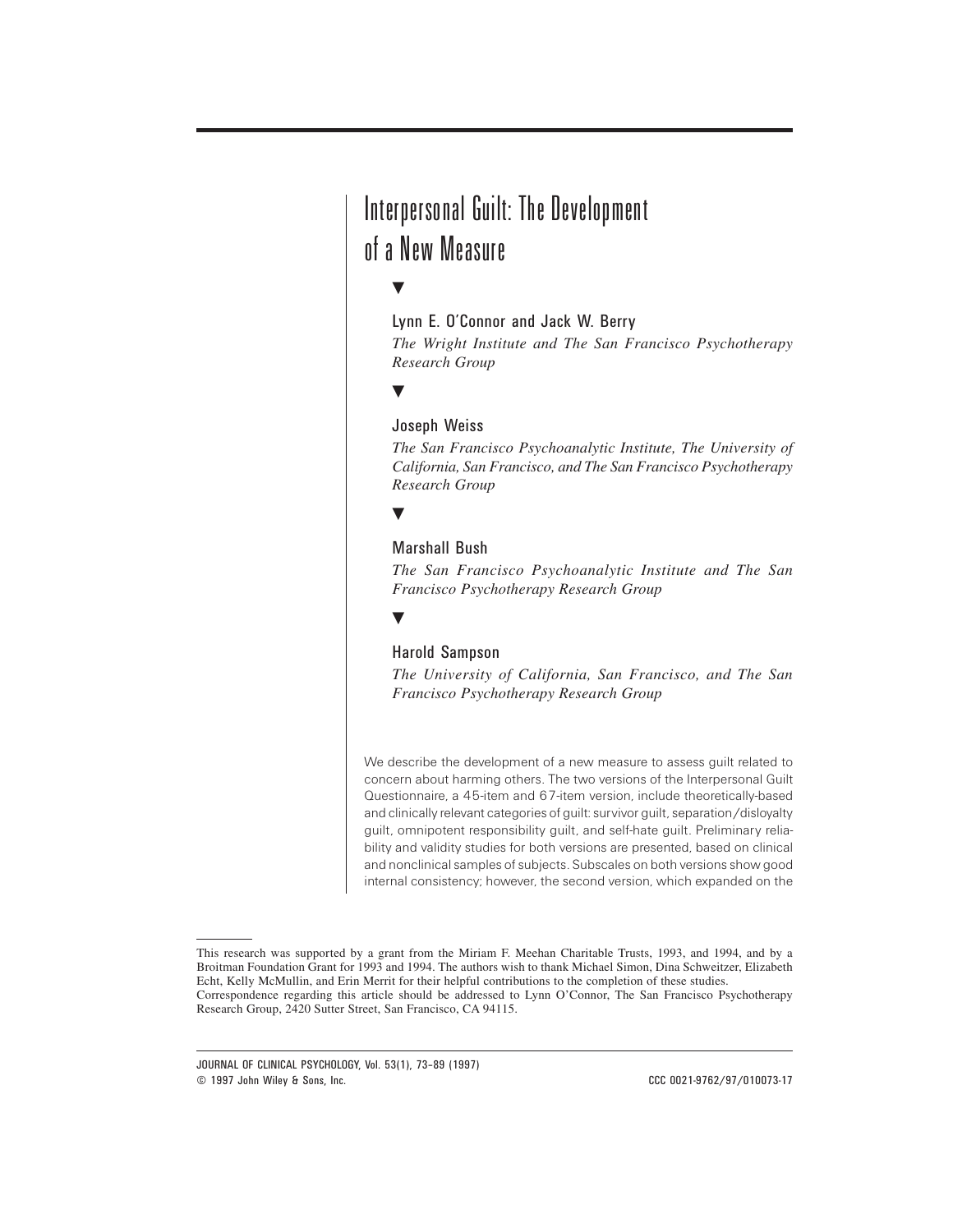# Interpersonal Guilt: The Development of a New Measure

Lynn E. O'Connor and Jack W. Berry

*The Wright Institute and The San Francisco Psychotherapy Research Group*

Joseph Weiss

*The San Francisco Psychoanalytic Institute, The University of California, San Francisco, and The San Francisco Psychotherapy Research Group*

Marshall Bush

*The San Francisco Psychoanalytic Institute and The San Francisco Psychotherapy Research Group*

Harold Sampson

*The University of California, San Francisco, and The San Francisco Psychotherapy Research Group*

We describe the development of a new measure to assess guilt related to concern about harming others. The two versions of the Interpersonal Guilt Questionnaire, a 45-item and 67-item version, include theoretically-based and clinically relevant categories of guilt: survivor guilt, separation/disloyalty guilt, omnipotent responsibility guilt, and self-hate guilt. Preliminary reliability and validity studies for both versions are presented, based on clinical and nonclinical samples of subjects. Subscales on both versions show good internal consistency; however, the second version, which expanded on the

---

This research was supported by a grant from the Miriam F. Meehan Charitable Trusts, 1993, and 1994, and by a Broitman Foundation Grant for 1993 and 1994. The authors wish to thank Michael Simon, Dina Schweitzer, Elizabeth Echt, Kelly McMullin, and Erin Merrit for their helpful contributions to the completion of these studies.
Correspondence regarding this article should be addressed to Lynn O'Connor, The San Francisco Psychotherapy Research Group, 2420 Sutter Street, San Francisco, CA 94115.

JOURNAL OF CLINICAL PSYCHOLOGY, Vol. 53(1), 73–89 (1997)
© 1997 John Wiley & Sons, Inc. CCC 0021-9762/97/010073-17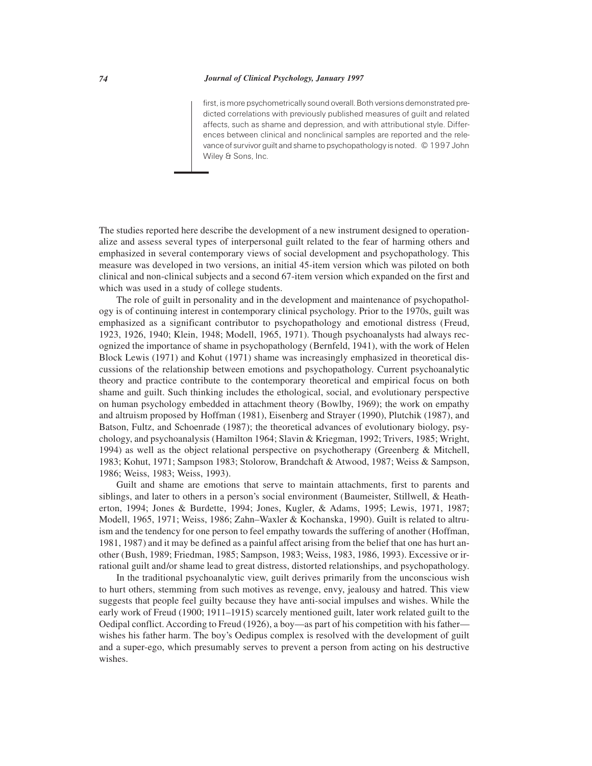first, is more psychometrically sound overall. Both versions demonstrated predicted correlations with previously published measures of guilt and related affects, such as shame and depression, and with attributional style. Differences between clinical and nonclinical samples are reported and the relevance of survivor guilt and shame to psychopathology is noted. © 1997 John Wiley & Sons, Inc.

The studies reported here describe the development of a new instrument designed to operationalize and assess several types of interpersonal guilt related to the fear of harming others and emphasized in several contemporary views of social development and psychopathology. This measure was developed in two versions, an initial 45-item version which was piloted on both clinical and non-clinical subjects and a second 67-item version which expanded on the first and which was used in a study of college students.

The role of guilt in personality and in the development and maintenance of psychopathology is of continuing interest in contemporary clinical psychology. Prior to the 1970s, guilt was emphasized as a significant contributor to psychopathology and emotional distress (Freud, 1923, 1926, 1940; Klein, 1948; Modell, 1965, 1971). Though psychoanalysts had always recognized the importance of shame in psychopathology (Bernfeld, 1941), with the work of Helen Block Lewis (1971) and Kohut (1971) shame was increasingly emphasized in theoretical discussions of the relationship between emotions and psychopathology. Current psychoanalytic theory and practice contribute to the contemporary theoretical and empirical focus on both shame and guilt. Such thinking includes the ethological, social, and evolutionary perspective on human psychology embedded in attachment theory (Bowlby, 1969); the work on empathy and altruism proposed by Hoffman (1981), Eisenberg and Strayer (1990), Plutchik (1987), and Batson, Fultz, and Schoenrade (1987); the theoretical advances of evolutionary biology, psychology, and psychoanalysis (Hamilton 1964; Slavin & Kriegman, 1992; Trivers, 1985; Wright, 1994) as well as the object relational perspective on psychotherapy (Greenberg & Mitchell, 1983; Kohut, 1971; Sampson 1983; Stolorow, Brandchaft & Atwood, 1987; Weiss & Sampson, 1986; Weiss, 1983; Weiss, 1993).

Guilt and shame are emotions that serve to maintain attachments, first to parents and siblings, and later to others in a person's social environment (Baumeister, Stillwell, & Heatherton, 1994; Jones & Burdette, 1994; Jones, Kugler, & Adams, 1995; Lewis, 1971, 1987; Modell, 1965, 1971; Weiss, 1986; Zahn–Waxler & Kochanska, 1990). Guilt is related to altruism and the tendency for one person to feel empathy towards the suffering of another (Hoffman, 1981, 1987) and it may be defined as a painful affect arising from the belief that one has hurt another (Bush, 1989; Friedman, 1985; Sampson, 1983; Weiss, 1983, 1986, 1993). Excessive or irrational guilt and/or shame lead to great distress, distorted relationships, and psychopathology.

In the traditional psychoanalytic view, guilt derives primarily from the unconscious wish to hurt others, stemming from such motives as revenge, envy, jealousy and hatred. This view suggests that people feel guilty because they have anti-social impulses and wishes. While the early work of Freud (1900; 1911–1915) scarcely mentioned guilt, later work related guilt to the Oedipal conflict. According to Freud (1926), a boy—as part of his competition with his father—wishes his father harm. The boy's Oedipus complex is resolved with the development of guilt and a super-ego, which presumably serves to prevent a person from acting on his destructive wishes.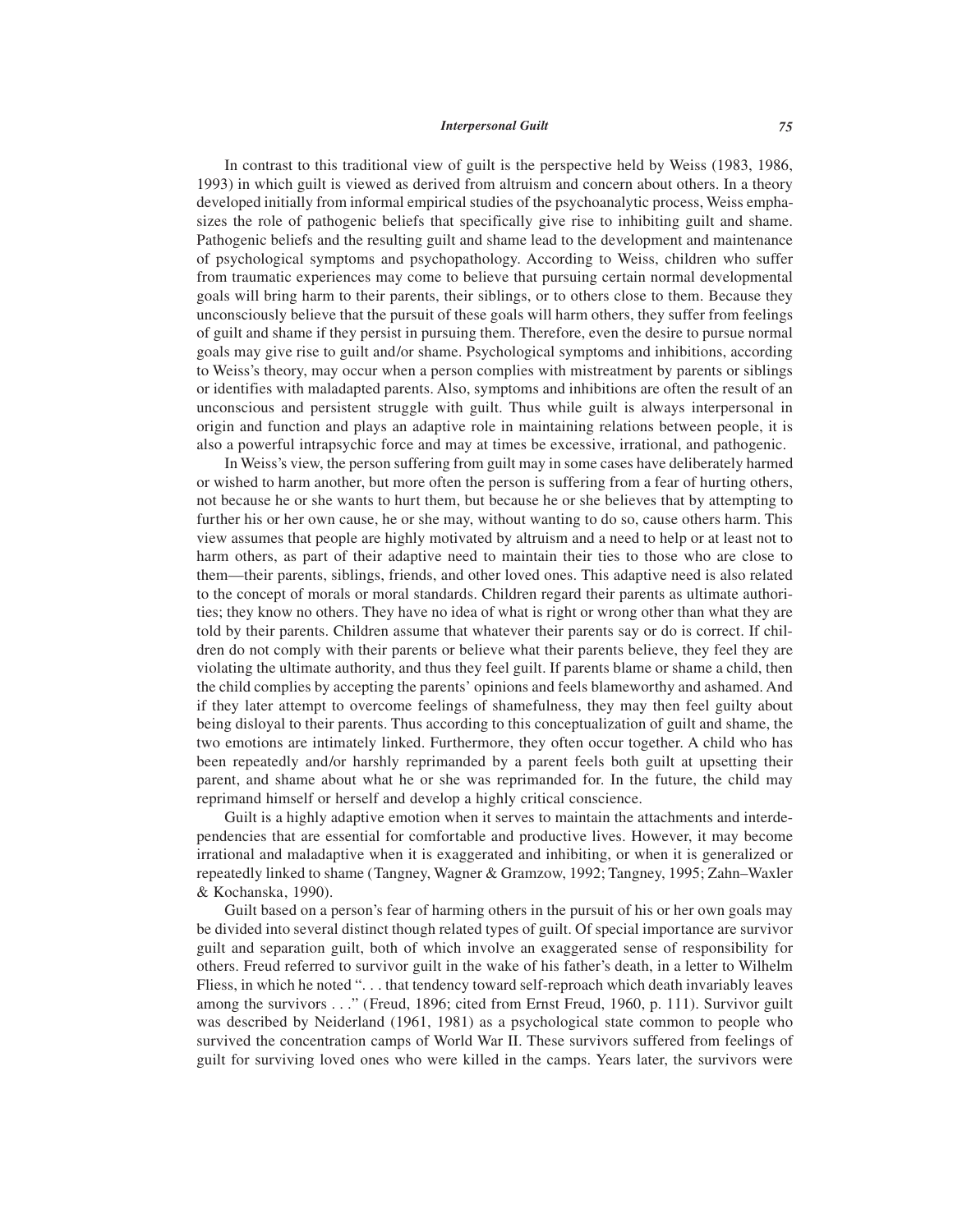In contrast to this traditional view of guilt is the perspective held by Weiss (1983, 1986, 1993) in which guilt is viewed as derived from altruism and concern about others. In a theory developed initially from informal empirical studies of the psychoanalytic process, Weiss emphasizes the role of pathogenic beliefs that specifically give rise to inhibiting guilt and shame. Pathogenic beliefs and the resulting guilt and shame lead to the development and maintenance of psychological symptoms and psychopathology. According to Weiss, children who suffer from traumatic experiences may come to believe that pursuing certain normal developmental goals will bring harm to their parents, their siblings, or to others close to them. Because they unconsciously believe that the pursuit of these goals will harm others, they suffer from feelings of guilt and shame if they persist in pursuing them. Therefore, even the desire to pursue normal goals may give rise to guilt and/or shame. Psychological symptoms and inhibitions, according to Weiss's theory, may occur when a person complies with mistreatment by parents or siblings or identifies with maladapted parents. Also, symptoms and inhibitions are often the result of an unconscious and persistent struggle with guilt. Thus while guilt is always interpersonal in origin and function and plays an adaptive role in maintaining relations between people, it is also a powerful intrapsychic force and may at times be excessive, irrational, and pathogenic.

In Weiss's view, the person suffering from guilt may in some cases have deliberately harmed or wished to harm another, but more often the person is suffering from a fear of hurting others, not because he or she wants to hurt them, but because he or she believes that by attempting to further his or her own cause, he or she may, without wanting to do so, cause others harm. This view assumes that people are highly motivated by altruism and a need to help or at least not to harm others, as part of their adaptive need to maintain their ties to those who are close to them—their parents, siblings, friends, and other loved ones. This adaptive need is also related to the concept of morals or moral standards. Children regard their parents as ultimate authorities; they know no others. They have no idea of what is right or wrong other than what they are told by their parents. Children assume that whatever their parents say or do is correct. If children do not comply with their parents or believe what their parents believe, they feel they are violating the ultimate authority, and thus they feel guilt. If parents blame or shame a child, then the child complies by accepting the parents' opinions and feels blameworthy and ashamed. And if they later attempt to overcome feelings of shamefulness, they may then feel guilty about being disloyal to their parents. Thus according to this conceptualization of guilt and shame, the two emotions are intimately linked. Furthermore, they often occur together. A child who has been repeatedly and/or harshly reprimanded by a parent feels both guilt at upsetting their parent, and shame about what he or she was reprimanded for. In the future, the child may reprimand himself or herself and develop a highly critical conscience.

Guilt is a highly adaptive emotion when it serves to maintain the attachments and interdependencies that are essential for comfortable and productive lives. However, it may become irrational and maladaptive when it is exaggerated and inhibiting, or when it is generalized or repeatedly linked to shame (Tangney, Wagner & Gramzow, 1992; Tangney, 1995; Zahn–Waxler & Kochanska, 1990).

Guilt based on a person's fear of harming others in the pursuit of his or her own goals may be divided into several distinct though related types of guilt. Of special importance are survivor guilt and separation guilt, both of which involve an exaggerated sense of responsibility for others. Freud referred to survivor guilt in the wake of his father's death, in a letter to Wilhelm Fliess, in which he noted ". . . that tendency toward self-reproach which death invariably leaves among the survivors . . ." (Freud, 1896; cited from Ernst Freud, 1960, p. 111). Survivor guilt was described by Neiderland (1961, 1981) as a psychological state common to people who survived the concentration camps of World War II. These survivors suffered from feelings of guilt for surviving loved ones who were killed in the camps. Years later, the survivors were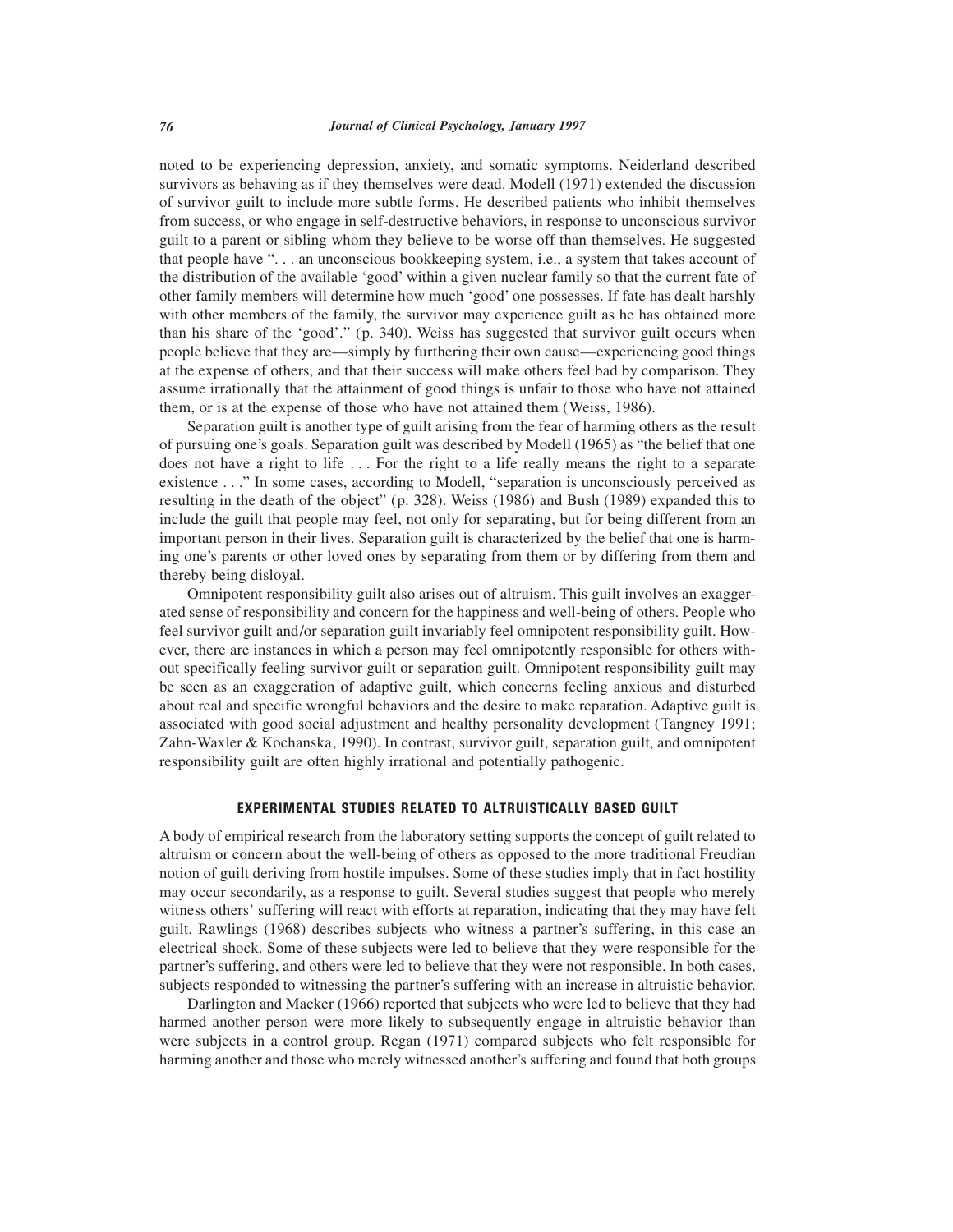noted to be experiencing depression, anxiety, and somatic symptoms. Neiderland described survivors as behaving as if they themselves were dead. Modell (1971) extended the discussion of survivor guilt to include more subtle forms. He described patients who inhibit themselves from success, or who engage in self-destructive behaviors, in response to unconscious survivor guilt to a parent or sibling whom they believe to be worse off than themselves. He suggested that people have ". . . an unconscious bookkeeping system, i.e., a system that takes account of the distribution of the available 'good' within a given nuclear family so that the current fate of other family members will determine how much 'good' one possesses. If fate has dealt harshly with other members of the family, the survivor may experience guilt as he has obtained more than his share of the 'good'." (p. 340). Weiss has suggested that survivor guilt occurs when people believe that they are—simply by furthering their own cause—experiencing good things at the expense of others, and that their success will make others feel bad by comparison. They assume irrationally that the attainment of good things is unfair to those who have not attained them, or is at the expense of those who have not attained them (Weiss, 1986).

Separation guilt is another type of guilt arising from the fear of harming others as the result of pursuing one's goals. Separation guilt was described by Modell (1965) as "the belief that one does not have a right to life . . . For the right to a life really means the right to a separate existence . . ." In some cases, according to Modell, "separation is unconsciously perceived as resulting in the death of the object" (p. 328). Weiss (1986) and Bush (1989) expanded this to include the guilt that people may feel, not only for separating, but for being different from an important person in their lives. Separation guilt is characterized by the belief that one is harming one's parents or other loved ones by separating from them or by differing from them and thereby being disloyal.

Omnipotent responsibility guilt also arises out of altruism. This guilt involves an exaggerated sense of responsibility and concern for the happiness and well-being of others. People who feel survivor guilt and/or separation guilt invariably feel omnipotent responsibility guilt. However, there are instances in which a person may feel omnipotently responsible for others without specifically feeling survivor guilt or separation guilt. Omnipotent responsibility guilt may be seen as an exaggeration of adaptive guilt, which concerns feeling anxious and disturbed about real and specific wrongful behaviors and the desire to make reparation. Adaptive guilt is associated with good social adjustment and healthy personality development (Tangney 1991; Zahn-Waxler & Kochanska, 1990). In contrast, survivor guilt, separation guilt, and omnipotent responsibility guilt are often highly irrational and potentially pathogenic.

## EXPERIMENTAL STUDIES RELATED TO ALTRUISTICALLY BASED GUILT

A body of empirical research from the laboratory setting supports the concept of guilt related to altruism or concern about the well-being of others as opposed to the more traditional Freudian notion of guilt deriving from hostile impulses. Some of these studies imply that in fact hostility may occur secondarily, as a response to guilt. Several studies suggest that people who merely witness others' suffering will react with efforts at reparation, indicating that they may have felt guilt. Rawlings (1968) describes subjects who witness a partner's suffering, in this case an electrical shock. Some of these subjects were led to believe that they were responsible for the partner's suffering, and others were led to believe that they were not responsible. In both cases, subjects responded to witnessing the partner's suffering with an increase in altruistic behavior.

Darlington and Macker (1966) reported that subjects who were led to believe that they had harmed another person were more likely to subsequently engage in altruistic behavior than were subjects in a control group. Regan (1971) compared subjects who felt responsible for harming another and those who merely witnessed another's suffering and found that both groups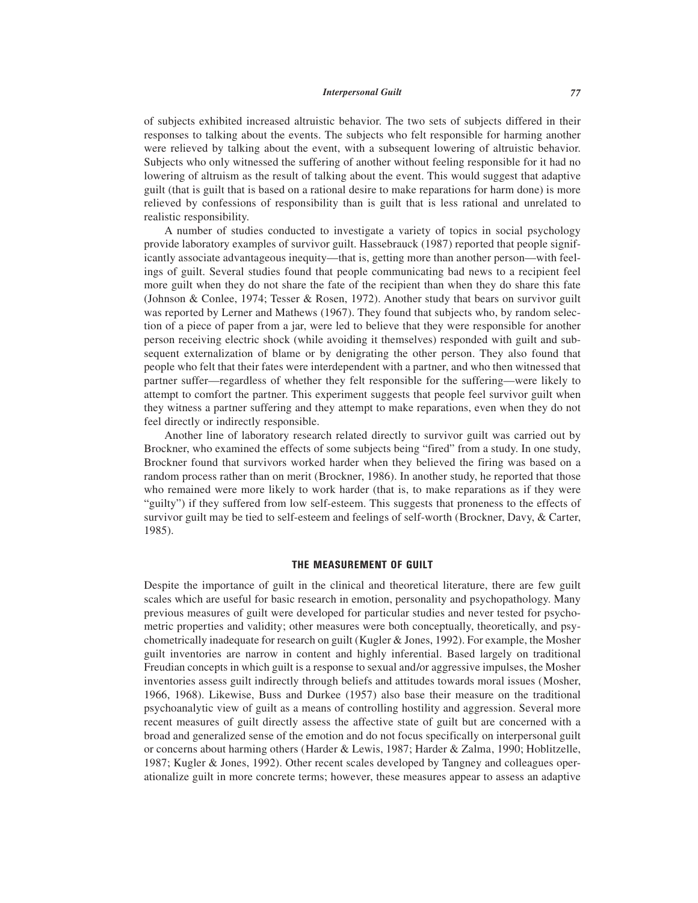of subjects exhibited increased altruistic behavior. The two sets of subjects differed in their responses to talking about the events. The subjects who felt responsible for harming another were relieved by talking about the event, with a subsequent lowering of altruistic behavior. Subjects who only witnessed the suffering of another without feeling responsible for it had no lowering of altruism as the result of talking about the event. This would suggest that adaptive guilt (that is guilt that is based on a rational desire to make reparations for harm done) is more relieved by confessions of responsibility than is guilt that is less rational and unrelated to realistic responsibility.

A number of studies conducted to investigate a variety of topics in social psychology provide laboratory examples of survivor guilt. Hassebrauck (1987) reported that people significantly associate advantageous inequity—that is, getting more than another person—with feelings of guilt. Several studies found that people communicating bad news to a recipient feel more guilt when they do not share the fate of the recipient than when they do share this fate (Johnson & Conlee, 1974; Tesser & Rosen, 1972). Another study that bears on survivor guilt was reported by Lerner and Mathews (1967). They found that subjects who, by random selection of a piece of paper from a jar, were led to believe that they were responsible for another person receiving electric shock (while avoiding it themselves) responded with guilt and subsequent externalization of blame or by denigrating the other person. They also found that people who felt that their fates were interdependent with a partner, and who then witnessed that partner suffer—regardless of whether they felt responsible for the suffering—were likely to attempt to comfort the partner. This experiment suggests that people feel survivor guilt when they witness a partner suffering and they attempt to make reparations, even when they do not feel directly or indirectly responsible.

Another line of laboratory research related directly to survivor guilt was carried out by Brockner, who examined the effects of some subjects being "fired" from a study. In one study, Brockner found that survivors worked harder when they believed the firing was based on a random process rather than on merit (Brockner, 1986). In another study, he reported that those who remained were more likely to work harder (that is, to make reparations as if they were "guilty") if they suffered from low self-esteem. This suggests that proneness to the effects of survivor guilt may be tied to self-esteem and feelings of self-worth (Brockner, Davy, & Carter, 1985).

## THE MEASUREMENT OF GUILT

Despite the importance of guilt in the clinical and theoretical literature, there are few guilt scales which are useful for basic research in emotion, personality and psychopathology. Many previous measures of guilt were developed for particular studies and never tested for psychometric properties and validity; other measures were both conceptually, theoretically, and psychometrically inadequate for research on guilt (Kugler & Jones, 1992). For example, the Mosher guilt inventories are narrow in content and highly inferential. Based largely on traditional Freudian concepts in which guilt is a response to sexual and/or aggressive impulses, the Mosher inventories assess guilt indirectly through beliefs and attitudes towards moral issues (Mosher, 1966, 1968). Likewise, Buss and Durkee (1957) also base their measure on the traditional psychoanalytic view of guilt as a means of controlling hostility and aggression. Several more recent measures of guilt directly assess the affective state of guilt but are concerned with a broad and generalized sense of the emotion and do not focus specifically on interpersonal guilt or concerns about harming others (Harder & Lewis, 1987; Harder & Zalma, 1990; Hoblitzelle, 1987; Kugler & Jones, 1992). Other recent scales developed by Tangney and colleagues operationalize guilt in more concrete terms; however, these measures appear to assess an adaptive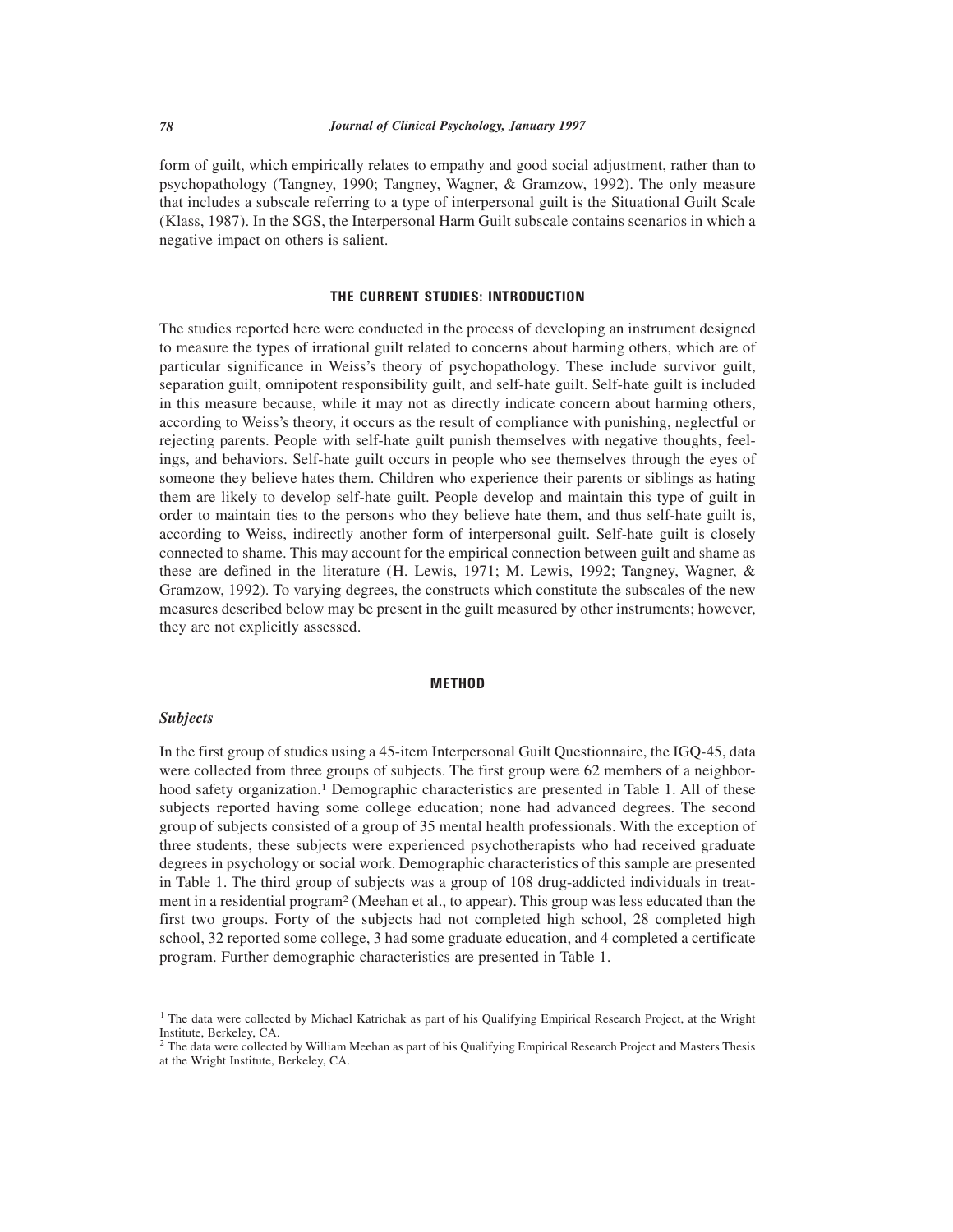form of guilt, which empirically relates to empathy and good social adjustment, rather than to psychopathology (Tangney, 1990; Tangney, Wagner, & Gramzow, 1992). The only measure that includes a subscale referring to a type of interpersonal guilt is the Situational Guilt Scale (Klass, 1987). In the SGS, the Interpersonal Harm Guilt subscale contains scenarios in which a negative impact on others is salient.

## THE CURRENT STUDIES: INTRODUCTION

The studies reported here were conducted in the process of developing an instrument designed to measure the types of irrational guilt related to concerns about harming others, which are of particular significance in Weiss's theory of psychopathology. These include survivor guilt, separation guilt, omnipotent responsibility guilt, and self-hate guilt. Self-hate guilt is included in this measure because, while it may not as directly indicate concern about harming others, according to Weiss's theory, it occurs as the result of compliance with punishing, neglectful or rejecting parents. People with self-hate guilt punish themselves with negative thoughts, feelings, and behaviors. Self-hate guilt occurs in people who see themselves through the eyes of someone they believe hates them. Children who experience their parents or siblings as hating them are likely to develop self-hate guilt. People develop and maintain this type of guilt in order to maintain ties to the persons who they believe hate them, and thus self-hate guilt is, according to Weiss, indirectly another form of interpersonal guilt. Self-hate guilt is closely connected to shame. This may account for the empirical connection between guilt and shame as these are defined in the literature (H. Lewis, 1971; M. Lewis, 1992; Tangney, Wagner, & Gramzow, 1992). To varying degrees, the constructs which constitute the subscales of the new measures described below may be present in the guilt measured by other instruments; however, they are not explicitly assessed.

## METHOD

### *Subjects*

In the first group of studies using a 45-item Interpersonal Guilt Questionnaire, the IGQ-45, data were collected from three groups of subjects. The first group were 62 members of a neighborhood safety organization.[1] Demographic characteristics are presented in Table 1. All of these subjects reported having some college education; none had advanced degrees. The second group of subjects consisted of a group of 35 mental health professionals. With the exception of three students, these subjects were experienced psychotherapists who had received graduate degrees in psychology or social work. Demographic characteristics of this sample are presented in Table 1. The third group of subjects was a group of 108 drug-addicted individuals in treatment in a residential program[2] (Meehan et al., to appear). This group was less educated than the first two groups. Forty of the subjects had not completed high school, 28 completed high school, 32 reported some college, 3 had some graduate education, and 4 completed a certificate program. Further demographic characteristics are presented in Table 1.

---

[1] The data were collected by Michael Katrichak as part of his Qualifying Empirical Research Project, at the Wright Institute, Berkeley, CA.

[2] The data were collected by William Meehan as part of his Qualifying Empirical Research Project and Masters Thesis at the Wright Institute, Berkeley, CA.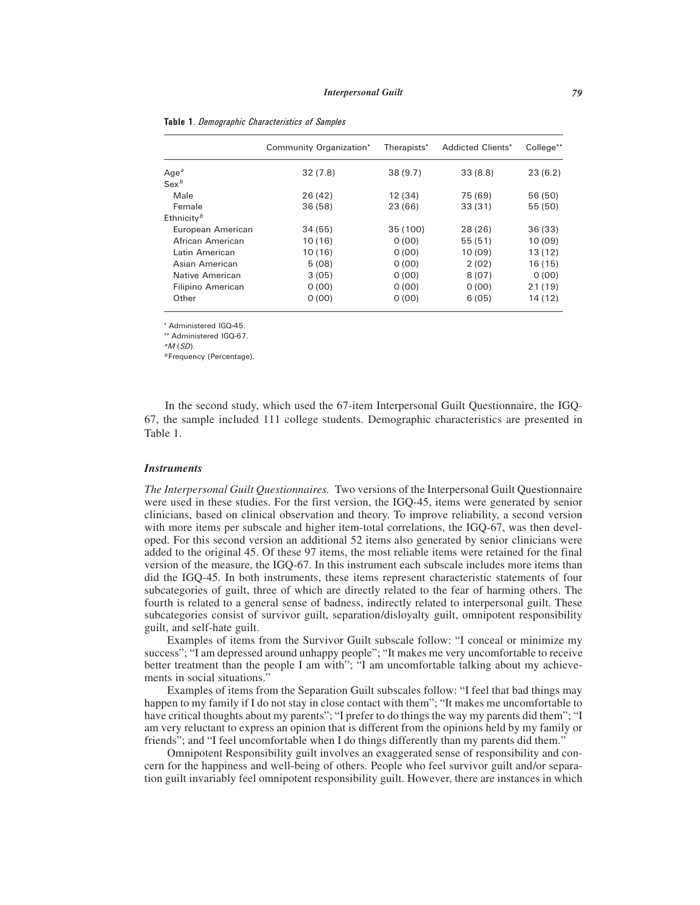**Table 1**. *Demographic Characteristics of Samples*

| | Community Organization* | Therapists* | Addicted Clients* | College** |
|---|---|---|---|---|
| Age[a] | 32 (7.8) | 38 (9.7) | 33 (8.8) | 23 (6.2) |
| Sex[b] | | | | |
| Male | 26 (42) | 12 (34) | 75 (69) | 56 (50) |
| Female | 36 (58) | 23 (66) | 33 (31) | 55 (50) |
| Ethnicity[b] | | | | |
| European American | 34 (55) | 35 (100) | 28 (26) | 36 (33) |
| African American | 10 (16) | 0 (00) | 55 (51) | 10 (09) |
| Latin American | 10 (16) | 0 (00) | 10 (09) | 13 (12) |
| Asian American | 5 (08) | 0 (00) | 2 (02) | 16 (15) |
| Native American | 3 (05) | 0 (00) | 8 (07) | 0 (00) |
| Filipino American | 0 (00) | 0 (00) | 0 (00) | 21 (19) |
| Other | 0 (00) | 0 (00) | 6 (05) | 14 (12) |

\* Administered IGQ-45.
\** Administered IGQ-67.
[a] *M* (*SD*).
[b] Frequency (Percentage).

In the second study, which used the 67-item Interpersonal Guilt Questionnaire, the IGQ-67, the sample included 111 college students. Demographic characteristics are presented in Table 1.

### *Instruments*

*The Interpersonal Guilt Questionnaires.* Two versions of the Interpersonal Guilt Questionnaire were used in these studies. For the first version, the IGQ-45, items were generated by senior clinicians, based on clinical observation and theory. To improve reliability, a second version with more items per subscale and higher item-total correlations, the IGQ-67, was then developed. For this second version an additional 52 items also generated by senior clinicians were added to the original 45. Of these 97 items, the most reliable items were retained for the final version of the measure, the IGQ-67. In this instrument each subscale includes more items than did the IGQ-45. In both instruments, these items represent characteristic statements of four subcategories of guilt, three of which are directly related to the fear of harming others. The fourth is related to a general sense of badness, indirectly related to interpersonal guilt. These subcategories consist of survivor guilt, separation/disloyalty guilt, omnipotent responsibility guilt, and self-hate guilt.

Examples of items from the Survivor Guilt subscale follow: "I conceal or minimize my success"; "I am depressed around unhappy people"; "It makes me very uncomfortable to receive better treatment than the people I am with"; "I am uncomfortable talking about my achievements in social situations."

Examples of items from the Separation Guilt subscales follow: "I feel that bad things may happen to my family if I do not stay in close contact with them"; "It makes me uncomfortable to have critical thoughts about my parents"; "I prefer to do things the way my parents did them"; "I am very reluctant to express an opinion that is different from the opinions held by my family or friends"; and "I feel uncomfortable when I do things differently than my parents did them."

Omnipotent Responsibility guilt involves an exaggerated sense of responsibility and concern for the happiness and well-being of others. People who feel survivor guilt and/or separation guilt invariably feel omnipotent responsibility guilt. However, there are instances in which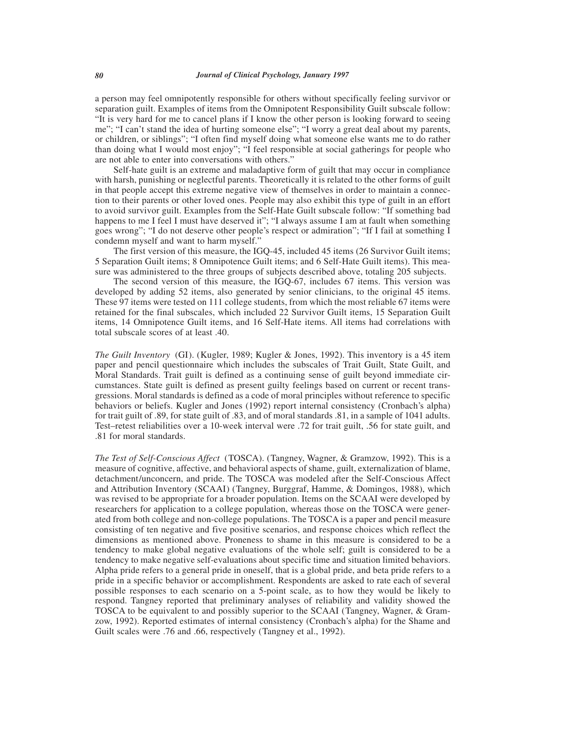a person may feel omnipotently responsible for others without specifically feeling survivor or separation guilt. Examples of items from the Omnipotent Responsibility Guilt subscale follow: "It is very hard for me to cancel plans if I know the other person is looking forward to seeing me"; "I can't stand the idea of hurting someone else"; "I worry a great deal about my parents, or children, or siblings"; "I often find myself doing what someone else wants me to do rather than doing what I would most enjoy"; "I feel responsible at social gatherings for people who are not able to enter into conversations with others."

Self-hate guilt is an extreme and maladaptive form of guilt that may occur in compliance with harsh, punishing or neglectful parents. Theoretically it is related to the other forms of guilt in that people accept this extreme negative view of themselves in order to maintain a connection to their parents or other loved ones. People may also exhibit this type of guilt in an effort to avoid survivor guilt. Examples from the Self-Hate Guilt subscale follow: "If something bad happens to me I feel I must have deserved it"; "I always assume I am at fault when something goes wrong"; "I do not deserve other people's respect or admiration"; "If I fail at something I condemn myself and want to harm myself."

The first version of this measure, the IGQ-45, included 45 items (26 Survivor Guilt items; 5 Separation Guilt items; 8 Omnipotence Guilt items; and 6 Self-Hate Guilt items). This measure was administered to the three groups of subjects described above, totaling 205 subjects.

The second version of this measure, the IGQ-67, includes 67 items. This version was developed by adding 52 items, also generated by senior clinicians, to the original 45 items. These 97 items were tested on 111 college students, from which the most reliable 67 items were retained for the final subscales, which included 22 Survivor Guilt items, 15 Separation Guilt items, 14 Omnipotence Guilt items, and 16 Self-Hate items. All items had correlations with total subscale scores of at least .40.

*The Guilt Inventory* (GI). (Kugler, 1989; Kugler & Jones, 1992). This inventory is a 45 item paper and pencil questionnaire which includes the subscales of Trait Guilt, State Guilt, and Moral Standards. Trait guilt is defined as a continuing sense of guilt beyond immediate circumstances. State guilt is defined as present guilty feelings based on current or recent transgressions. Moral standards is defined as a code of moral principles without reference to specific behaviors or beliefs. Kugler and Jones (1992) report internal consistency (Cronbach's alpha) for trait guilt of .89, for state guilt of .83, and of moral standards .81, in a sample of 1041 adults. Test–retest reliabilities over a 10-week interval were .72 for trait guilt, .56 for state guilt, and .81 for moral standards.

*The Test of Self-Conscious Affect* (TOSCA). (Tangney, Wagner, & Gramzow, 1992). This is a measure of cognitive, affective, and behavioral aspects of shame, guilt, externalization of blame, detachment/unconcern, and pride. The TOSCA was modeled after the Self-Conscious Affect and Attribution Inventory (SCAAI) (Tangney, Burggraf, Hamme, & Domingos, 1988), which was revised to be appropriate for a broader population. Items on the SCAAI were developed by researchers for application to a college population, whereas those on the TOSCA were generated from both college and non-college populations. The TOSCA is a paper and pencil measure consisting of ten negative and five positive scenarios, and response choices which reflect the dimensions as mentioned above. Proneness to shame in this measure is considered to be a tendency to make global negative evaluations of the whole self; guilt is considered to be a tendency to make negative self-evaluations about specific time and situation limited behaviors. Alpha pride refers to a general pride in oneself, that is a global pride, and beta pride refers to a pride in a specific behavior or accomplishment. Respondents are asked to rate each of several possible responses to each scenario on a 5-point scale, as to how they would be likely to respond. Tangney reported that preliminary analyses of reliability and validity showed the TOSCA to be equivalent to and possibly superior to the SCAAI (Tangney, Wagner, & Gramzow, 1992). Reported estimates of internal consistency (Cronbach's alpha) for the Shame and Guilt scales were .76 and .66, respectively (Tangney et al., 1992).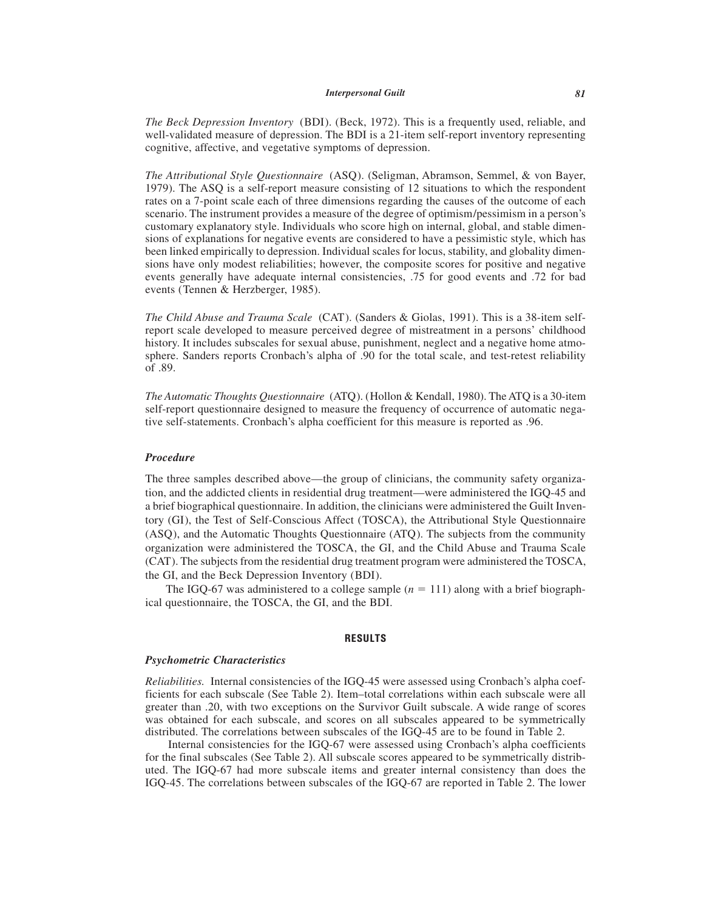*The Beck Depression Inventory* (BDI). (Beck, 1972). This is a frequently used, reliable, and well-validated measure of depression. The BDI is a 21-item self-report inventory representing cognitive, affective, and vegetative symptoms of depression.

*The Attributional Style Questionnaire* (ASQ). (Seligman, Abramson, Semmel, & von Bayer, 1979). The ASQ is a self-report measure consisting of 12 situations to which the respondent rates on a 7-point scale each of three dimensions regarding the causes of the outcome of each scenario. The instrument provides a measure of the degree of optimism/pessimism in a person's customary explanatory style. Individuals who score high on internal, global, and stable dimensions of explanations for negative events are considered to have a pessimistic style, which has been linked empirically to depression. Individual scales for locus, stability, and globality dimensions have only modest reliabilities; however, the composite scores for positive and negative events generally have adequate internal consistencies, .75 for good events and .72 for bad events (Tennen & Herzberger, 1985).

*The Child Abuse and Trauma Scale* (CAT). (Sanders & Giolas, 1991). This is a 38-item self-report scale developed to measure perceived degree of mistreatment in a persons' childhood history. It includes subscales for sexual abuse, punishment, neglect and a negative home atmosphere. Sanders reports Cronbach's alpha of .90 for the total scale, and test-retest reliability of .89.

*The Automatic Thoughts Questionnaire* (ATQ). (Hollon & Kendall, 1980). The ATQ is a 30-item self-report questionnaire designed to measure the frequency of occurrence of automatic negative self-statements. Cronbach's alpha coefficient for this measure is reported as .96.

### *Procedure*

The three samples described above—the group of clinicians, the community safety organization, and the addicted clients in residential drug treatment—were administered the IGQ-45 and a brief biographical questionnaire. In addition, the clinicians were administered the Guilt Inventory (GI), the Test of Self-Conscious Affect (TOSCA), the Attributional Style Questionnaire (ASQ), and the Automatic Thoughts Questionnaire (ATQ). The subjects from the community organization were administered the TOSCA, the GI, and the Child Abuse and Trauma Scale (CAT). The subjects from the residential drug treatment program were administered the TOSCA, the GI, and the Beck Depression Inventory (BDI).

The IGQ-67 was administered to a college sample ($n = 111$) along with a brief biographical questionnaire, the TOSCA, the GI, and the BDI.

## RESULTS

### *Psychometric Characteristics*

*Reliabilities.* Internal consistencies of the IGQ-45 were assessed using Cronbach's alpha coefficients for each subscale (See Table 2). Item–total correlations within each subscale were all greater than .20, with two exceptions on the Survivor Guilt subscale. A wide range of scores was obtained for each subscale, and scores on all subscales appeared to be symmetrically distributed. The correlations between subscales of the IGQ-45 are to be found in Table 2.

Internal consistencies for the IGQ-67 were assessed using Cronbach's alpha coefficients for the final subscales (See Table 2). All subscale scores appeared to be symmetrically distributed. The IGQ-67 had more subscale items and greater internal consistency than does the IGQ-45. The correlations between subscales of the IGQ-67 are reported in Table 2. The lower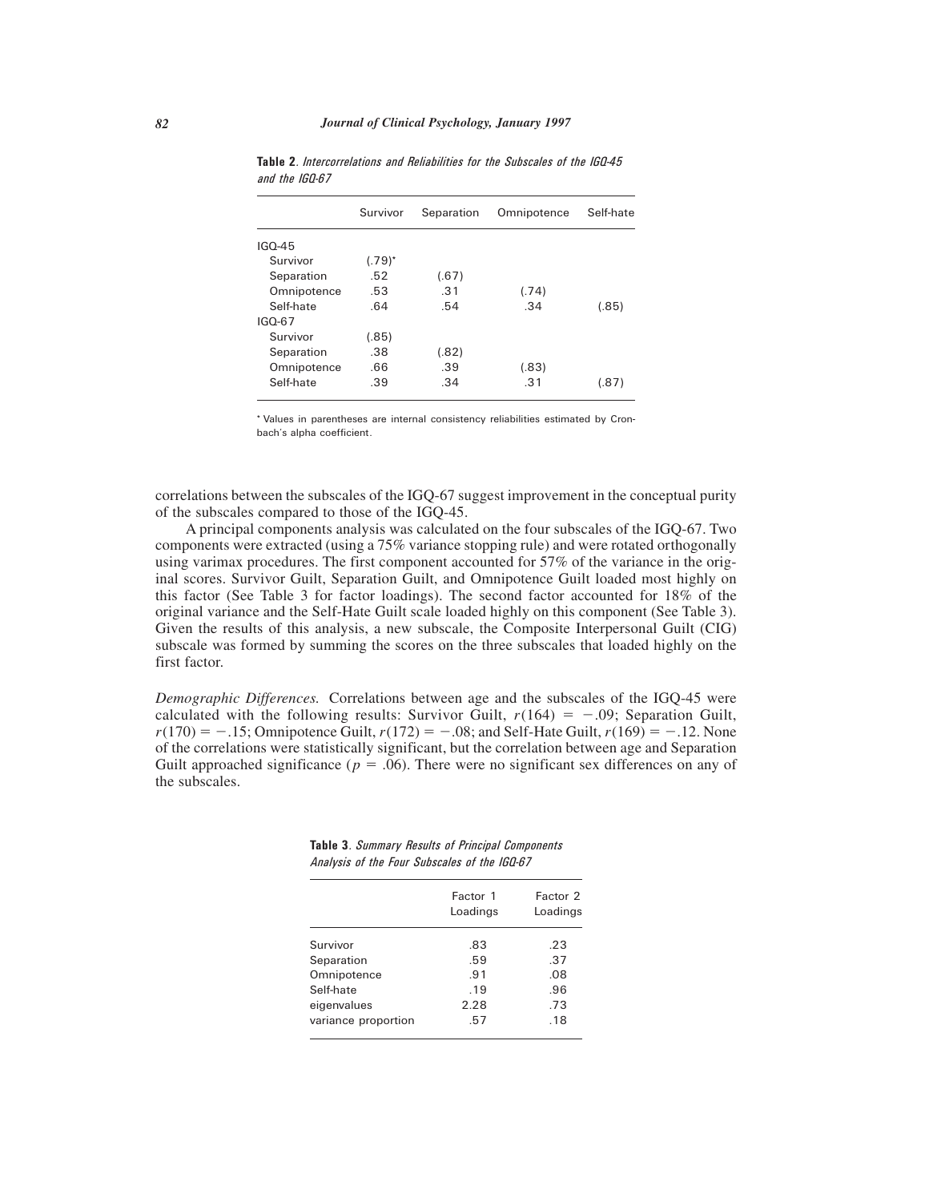**Table 2**. *Intercorrelations and Reliabilities for the Subscales of the IGQ-45 and the IGQ-67*

| | Survivor | Separation | Omnipotence | Self-hate |
|---|---|---|---|---|
| IGQ-45 | | | | |
| Survivor | (.79)* | | | |
| Separation | .52 | (.67) | | |
| Omnipotence | .53 | .31 | (.74) | |
| Self-hate | .64 | .54 | .34 | (.85) |
| IGQ-67 | | | | |
| Survivor | (.85) | | | |
| Separation | .38 | (.82) | | |
| Omnipotence | .66 | .39 | (.83) | |
| Self-hate | .39 | .34 | .31 | (.87) |

\* Values in parentheses are internal consistency reliabilities estimated by Cronbach's alpha coefficient.

correlations between the subscales of the IGQ-67 suggest improvement in the conceptual purity of the subscales compared to those of the IGQ-45.

A principal components analysis was calculated on the four subscales of the IGQ-67. Two components were extracted (using a 75% variance stopping rule) and were rotated orthogonally using varimax procedures. The first component accounted for 57% of the variance in the original scores. Survivor Guilt, Separation Guilt, and Omnipotence Guilt loaded most highly on this factor (See Table 3 for factor loadings). The second factor accounted for 18% of the original variance and the Self-Hate Guilt scale loaded highly on this component (See Table 3). Given the results of this analysis, a new subscale, the Composite Interpersonal Guilt (CIG) subscale was formed by summing the scores on the three subscales that loaded highly on the first factor.

*Demographic Differences.* Correlations between age and the subscales of the IGQ-45 were calculated with the following results: Survivor Guilt, $r(164) = -.09$; Separation Guilt, $r(170) = -.15$; Omnipotence Guilt, $r(172) = -.08$; and Self-Hate Guilt, $r(169) = -.12$. None of the correlations were statistically significant, but the correlation between age and Separation Guilt approached significance ($p = .06$). There were no significant sex differences on any of the subscales.

**Table 3**. *Summary Results of Principal Components Analysis of the Four Subscales of the IGQ-67*

| | Factor 1 Loadings | Factor 2 Loadings |
|---|---|---|
| Survivor | .83 | .23 |
| Separation | .59 | .37 |
| Omnipotence | .91 | .08 |
| Self-hate | .19 | .96 |
| eigenvalues | 2.28 | .73 |
| variance proportion | .57 | .18 |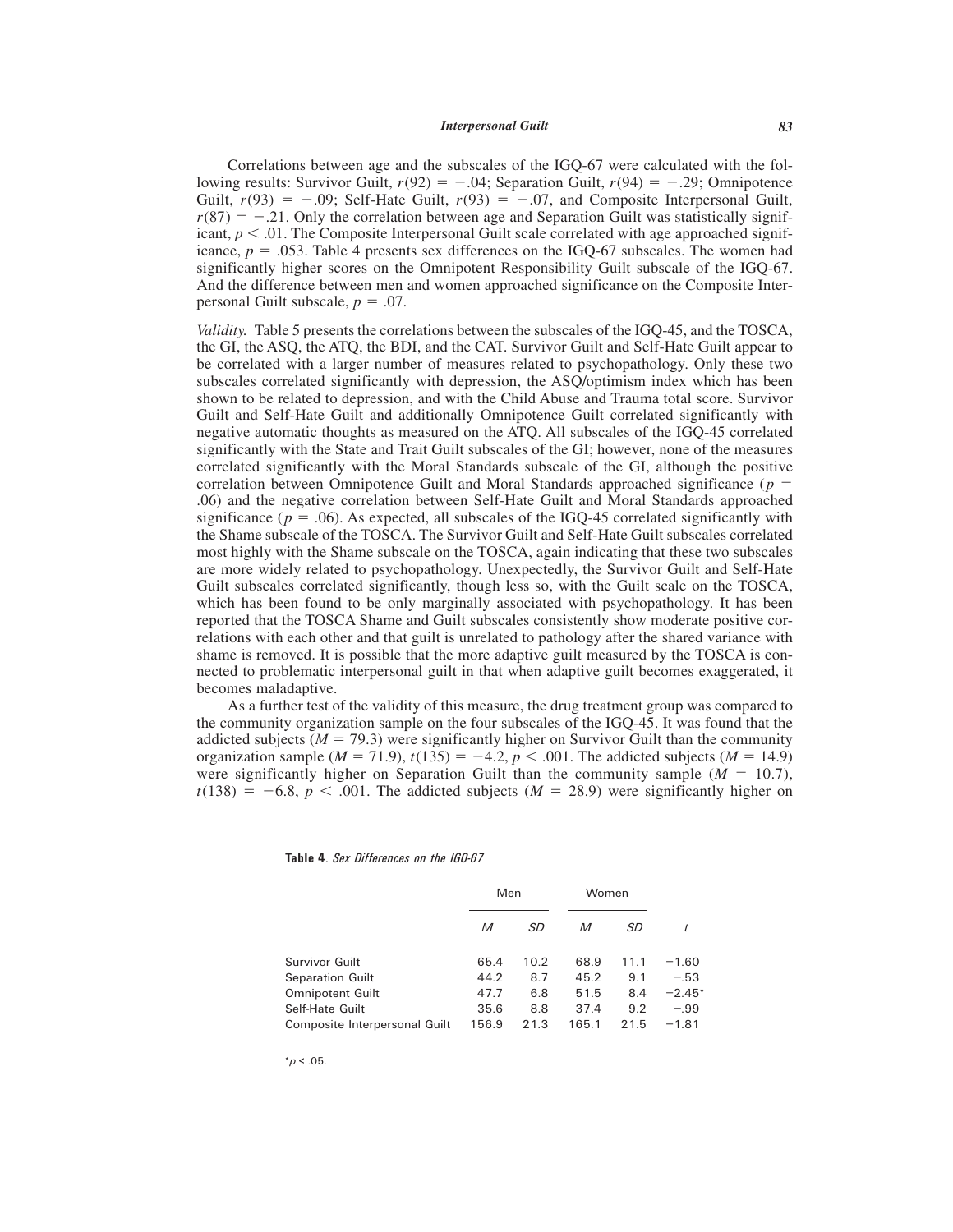Correlations between age and the subscales of the IGQ-67 were calculated with the following results: Survivor Guilt, $r(92) = -.04$; Separation Guilt, $r(94) = -.29$; Omnipotence Guilt, $r(93) = -.09$; Self-Hate Guilt, $r(93) = -.07$, and Composite Interpersonal Guilt, $r(87) = -.21$. Only the correlation between age and Separation Guilt was statistically significant, $p < .01$. The Composite Interpersonal Guilt scale correlated with age approached significance, $p = .053$. Table 4 presents sex differences on the IGQ-67 subscales. The women had significantly higher scores on the Omnipotent Responsibility Guilt subscale of the IGQ-67. And the difference between men and women approached significance on the Composite Interpersonal Guilt subscale, $p = .07$.

*Validity.* Table 5 presents the correlations between the subscales of the IGQ-45, and the TOSCA, the GI, the ASQ, the ATQ, the BDI, and the CAT. Survivor Guilt and Self-Hate Guilt appear to be correlated with a larger number of measures related to psychopathology. Only these two subscales correlated significantly with depression, the ASQ/optimism index which has been shown to be related to depression, and with the Child Abuse and Trauma total score. Survivor Guilt and Self-Hate Guilt and additionally Omnipotence Guilt correlated significantly with negative automatic thoughts as measured on the ATQ. All subscales of the IGQ-45 correlated significantly with the State and Trait Guilt subscales of the GI; however, none of the measures correlated significantly with the Moral Standards subscale of the GI, although the positive correlation between Omnipotence Guilt and Moral Standards approached significance ($p = .06$) and the negative correlation between Self-Hate Guilt and Moral Standards approached significance ($p = .06$). As expected, all subscales of the IGQ-45 correlated significantly with the Shame subscale of the TOSCA. The Survivor Guilt and Self-Hate Guilt subscales correlated most highly with the Shame subscale on the TOSCA, again indicating that these two subscales are more widely related to psychopathology. Unexpectedly, the Survivor Guilt and Self-Hate Guilt subscales correlated significantly, though less so, with the Guilt scale on the TOSCA, which has been found to be only marginally associated with psychopathology. It has been reported that the TOSCA Shame and Guilt subscales consistently show moderate positive correlations with each other and that guilt is unrelated to pathology after the shared variance with shame is removed. It is possible that the more adaptive guilt measured by the TOSCA is connected to problematic interpersonal guilt in that when adaptive guilt becomes exaggerated, it becomes maladaptive.

As a further test of the validity of this measure, the drug treatment group was compared to the community organization sample on the four subscales of the IGQ-45. It was found that the addicted subjects ($M = 79.3$) were significantly higher on Survivor Guilt than the community organization sample ($M = 71.9$), $t(135) = -4.2$, $p < .001$. The addicted subjects ($M = 14.9$) were significantly higher on Separation Guilt than the community sample ($M = 10.7$), $t(138) = -6.8$, $p < .001$. The addicted subjects ($M = 28.9$) were significantly higher on

**Table 4**. *Sex Differences on the IGQ-67*

| | Men | | Women | | |
|---|---|---|---|---|---|
| | *M* | *SD* | *M* | *SD* | *t* |
| Survivor Guilt | 65.4 | 10.2 | 68.9 | 11.1 | −1.60 |
| Separation Guilt | 44.2 | 8.7 | 45.2 | 9.1 | −.53 |
| Omnipotent Guilt | 47.7 | 6.8 | 51.5 | 8.4 | −2.45* |
| Self-Hate Guilt | 35.6 | 8.8 | 37.4 | 9.2 | −.99 |
| Composite Interpersonal Guilt | 156.9 | 21.3 | 165.1 | 21.5 | −1.81 |

*$p < .05$.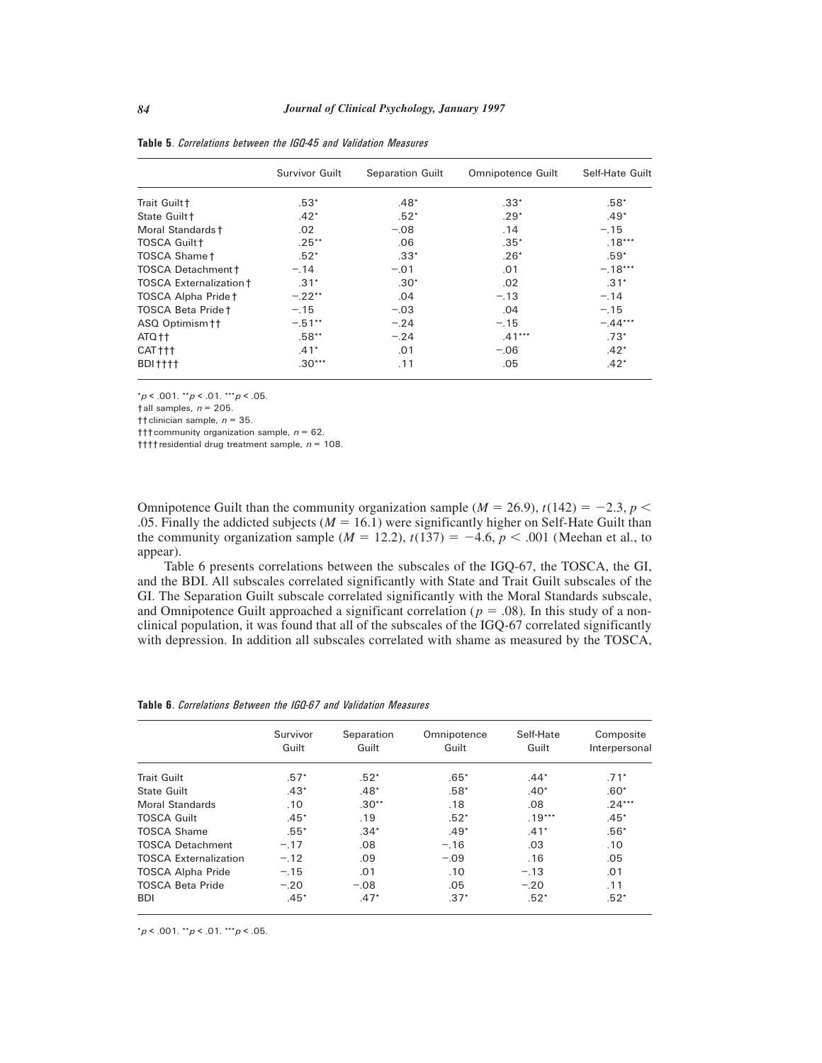**Table 5**. *Correlations between the IGQ-45 and Validation Measures*

| | Survivor Guilt | Separation Guilt | Omnipotence Guilt | Self-Hate Guilt |
|---|---|---|---|---|
| Trait Guilt † | .53* | .48* | .33* | .58* |
| State Guilt † | .42* | .52* | .29* | .49* |
| Moral Standards † | .02 | −.08 | .14 | −.15 |
| TOSCA Guilt † | .25** | .06 | .35* | .18*** |
| TOSCA Shame † | .52* | .33* | .26* | .59* |
| TOSCA Detachment † | −.14 | −.01 | .01 | −.18*** |
| TOSCA Externalization † | .31* | .30* | .02 | .31* |
| TOSCA Alpha Pride † | −.22** | .04 | −.13 | −.14 |
| TOSCA Beta Pride † | −.15 | −.03 | .04 | −.15 |
| ASQ Optimism †† | −.51** | −.24 | −.15 | −.44*** |
| ATQ †† | .58** | −.24 | .41*** | .73* |
| CAT ††† | .41* | .01 | −.06 | .42* |
| BDI †††† | .30*** | .11 | .05 | .42* |

*$p < .001$. **$p < .01$. ***$p < .05$.

† all samples, $n = 205$.

†† clinician sample, $n = 35$.

††† community organization sample, $n = 62$.

†††† residential drug treatment sample, $n = 108$.

Omnipotence Guilt than the community organization sample ($M = 26.9$), $t(142) = -2.3$, $p < .05$. Finally the addicted subjects ($M = 16.1$) were significantly higher on Self-Hate Guilt than the community organization sample ($M = 12.2$), $t(137) = -4.6$, $p < .001$ (Meehan et al., to appear).

Table 6 presents correlations between the subscales of the IGQ-67, the TOSCA, the GI, and the BDI. All subscales correlated significantly with State and Trait Guilt subscales of the GI. The Separation Guilt subscale correlated significantly with the Moral Standards subscale, and Omnipotence Guilt approached a significant correlation ($p = .08$). In this study of a nonclinical population, it was found that all of the subscales of the IGQ-67 correlated significantly with depression. In addition all subscales correlated with shame as measured by the TOSCA,

**Table 6**. *Correlations Between the IGQ-67 and Validation Measures*

| | Survivor Guilt | Separation Guilt | Omnipotence Guilt | Self-Hate Guilt | Composite Interpersonal |
|---|---|---|---|---|---|
| Trait Guilt | .57* | .52* | .65* | .44* | .71* |
| State Guilt | .43* | .48* | .58* | .40* | .60* |
| Moral Standards | .10 | .30** | .18 | .08 | .24*** |
| TOSCA Guilt | .45* | .19 | .52* | .19*** | .45* |
| TOSCA Shame | .55* | .34* | .49* | .41* | .56* |
| TOSCA Detachment | −.17 | .08 | −.16 | .03 | .10 |
| TOSCA Externalization | −.12 | .09 | −.09 | .16 | .05 |
| TOSCA Alpha Pride | −.15 | .01 | .10 | −.13 | .01 |
| TOSCA Beta Pride | −.20 | −.08 | .05 | −.20 | .11 |
| BDI | .45* | .47* | .37* | .52* | .52* |

*$p < .001$. **$p < .01$. ***$p < .05$.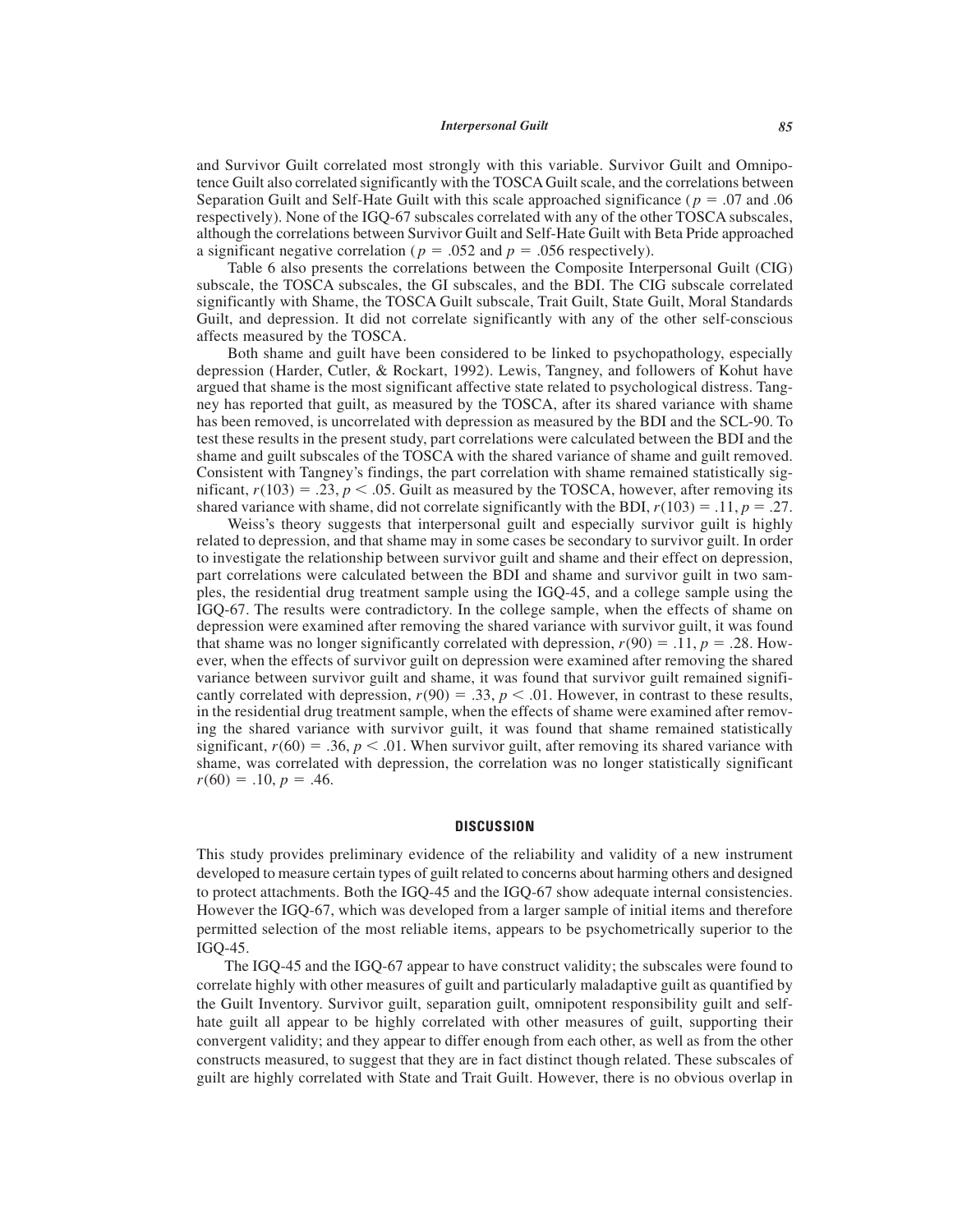and Survivor Guilt correlated most strongly with this variable. Survivor Guilt and Omnipotence Guilt also correlated significantly with the TOSCA Guilt scale, and the correlations between Separation Guilt and Self-Hate Guilt with this scale approached significance ($p = .07$ and $.06$ respectively). None of the IGQ-67 subscales correlated with any of the other TOSCA subscales, although the correlations between Survivor Guilt and Self-Hate Guilt with Beta Pride approached a significant negative correlation ($p = .052$ and $p = .056$ respectively).

Table 6 also presents the correlations between the Composite Interpersonal Guilt (CIG) subscale, the TOSCA subscales, the GI subscales, and the BDI. The CIG subscale correlated significantly with Shame, the TOSCA Guilt subscale, Trait Guilt, State Guilt, Moral Standards Guilt, and depression. It did not correlate significantly with any of the other self-conscious affects measured by the TOSCA.

Both shame and guilt have been considered to be linked to psychopathology, especially depression (Harder, Cutler, & Rockart, 1992). Lewis, Tangney, and followers of Kohut have argued that shame is the most significant affective state related to psychological distress. Tangney has reported that guilt, as measured by the TOSCA, after its shared variance with shame has been removed, is uncorrelated with depression as measured by the BDI and the SCL-90. To test these results in the present study, part correlations were calculated between the BDI and the shame and guilt subscales of the TOSCA with the shared variance of shame and guilt removed. Consistent with Tangney's findings, the part correlation with shame remained statistically significant, $r(103) = .23$, $p < .05$. Guilt as measured by the TOSCA, however, after removing its shared variance with shame, did not correlate significantly with the BDI, $r(103) = .11$, $p = .27$.

Weiss's theory suggests that interpersonal guilt and especially survivor guilt is highly related to depression, and that shame may in some cases be secondary to survivor guilt. In order to investigate the relationship between survivor guilt and shame and their effect on depression, part correlations were calculated between the BDI and shame and survivor guilt in two samples, the residential drug treatment sample using the IGQ-45, and a college sample using the IGQ-67. The results were contradictory. In the college sample, when the effects of shame on depression were examined after removing the shared variance with survivor guilt, it was found that shame was no longer significantly correlated with depression, $r(90) = .11$, $p = .28$. However, when the effects of survivor guilt on depression were examined after removing the shared variance between survivor guilt and shame, it was found that survivor guilt remained significantly correlated with depression, $r(90) = .33$, $p < .01$. However, in contrast to these results, in the residential drug treatment sample, when the effects of shame were examined after removing the shared variance with survivor guilt, it was found that shame remained statistically significant, $r(60) = .36$, $p < .01$. When survivor guilt, after removing its shared variance with shame, was correlated with depression, the correlation was no longer statistically significant $r(60) = .10$, $p = .46$.

## DISCUSSION

This study provides preliminary evidence of the reliability and validity of a new instrument developed to measure certain types of guilt related to concerns about harming others and designed to protect attachments. Both the IGQ-45 and the IGQ-67 show adequate internal consistencies. However the IGQ-67, which was developed from a larger sample of initial items and therefore permitted selection of the most reliable items, appears to be psychometrically superior to the IGQ-45.

The IGQ-45 and the IGQ-67 appear to have construct validity; the subscales were found to correlate highly with other measures of guilt and particularly maladaptive guilt as quantified by the Guilt Inventory. Survivor guilt, separation guilt, omnipotent responsibility guilt and self-hate guilt all appear to be highly correlated with other measures of guilt, supporting their convergent validity; and they appear to differ enough from each other, as well as from the other constructs measured, to suggest that they are in fact distinct though related. These subscales of guilt are highly correlated with State and Trait Guilt. However, there is no obvious overlap in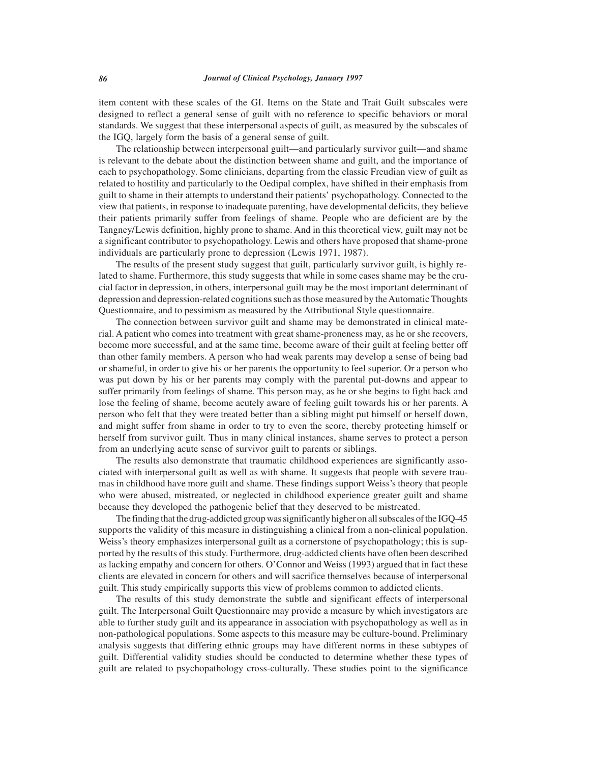item content with these scales of the GI. Items on the State and Trait Guilt subscales were designed to reflect a general sense of guilt with no reference to specific behaviors or moral standards. We suggest that these interpersonal aspects of guilt, as measured by the subscales of the IGQ, largely form the basis of a general sense of guilt.

The relationship between interpersonal guilt—and particularly survivor guilt—and shame is relevant to the debate about the distinction between shame and guilt, and the importance of each to psychopathology. Some clinicians, departing from the classic Freudian view of guilt as related to hostility and particularly to the Oedipal complex, have shifted in their emphasis from guilt to shame in their attempts to understand their patients' psychopathology. Connected to the view that patients, in response to inadequate parenting, have developmental deficits, they believe their patients primarily suffer from feelings of shame. People who are deficient are by the Tangney/Lewis definition, highly prone to shame. And in this theoretical view, guilt may not be a significant contributor to psychopathology. Lewis and others have proposed that shame-prone individuals are particularly prone to depression (Lewis 1971, 1987).

The results of the present study suggest that guilt, particularly survivor guilt, is highly related to shame. Furthermore, this study suggests that while in some cases shame may be the crucial factor in depression, in others, interpersonal guilt may be the most important determinant of depression and depression-related cognitions such as those measured by the Automatic Thoughts Questionnaire, and to pessimism as measured by the Attributional Style questionnaire.

The connection between survivor guilt and shame may be demonstrated in clinical material. A patient who comes into treatment with great shame-proneness may, as he or she recovers, become more successful, and at the same time, become aware of their guilt at feeling better off than other family members. A person who had weak parents may develop a sense of being bad or shameful, in order to give his or her parents the opportunity to feel superior. Or a person who was put down by his or her parents may comply with the parental put-downs and appear to suffer primarily from feelings of shame. This person may, as he or she begins to fight back and lose the feeling of shame, become acutely aware of feeling guilt towards his or her parents. A person who felt that they were treated better than a sibling might put himself or herself down, and might suffer from shame in order to try to even the score, thereby protecting himself or herself from survivor guilt. Thus in many clinical instances, shame serves to protect a person from an underlying acute sense of survivor guilt to parents or siblings.

The results also demonstrate that traumatic childhood experiences are significantly associated with interpersonal guilt as well as with shame. It suggests that people with severe traumas in childhood have more guilt and shame. These findings support Weiss's theory that people who were abused, mistreated, or neglected in childhood experience greater guilt and shame because they developed the pathogenic belief that they deserved to be mistreated.

The finding that the drug-addicted group was significantly higher on all subscales of the IGQ-45 supports the validity of this measure in distinguishing a clinical from a non-clinical population. Weiss's theory emphasizes interpersonal guilt as a cornerstone of psychopathology; this is supported by the results of this study. Furthermore, drug-addicted clients have often been described as lacking empathy and concern for others. O'Connor and Weiss (1993) argued that in fact these clients are elevated in concern for others and will sacrifice themselves because of interpersonal guilt. This study empirically supports this view of problems common to addicted clients.

The results of this study demonstrate the subtle and significant effects of interpersonal guilt. The Interpersonal Guilt Questionnaire may provide a measure by which investigators are able to further study guilt and its appearance in association with psychopathology as well as in non-pathological populations. Some aspects to this measure may be culture-bound. Preliminary analysis suggests that differing ethnic groups may have different norms in these subtypes of guilt. Differential validity studies should be conducted to determine whether these types of guilt are related to psychopathology cross-culturally. These studies point to the significance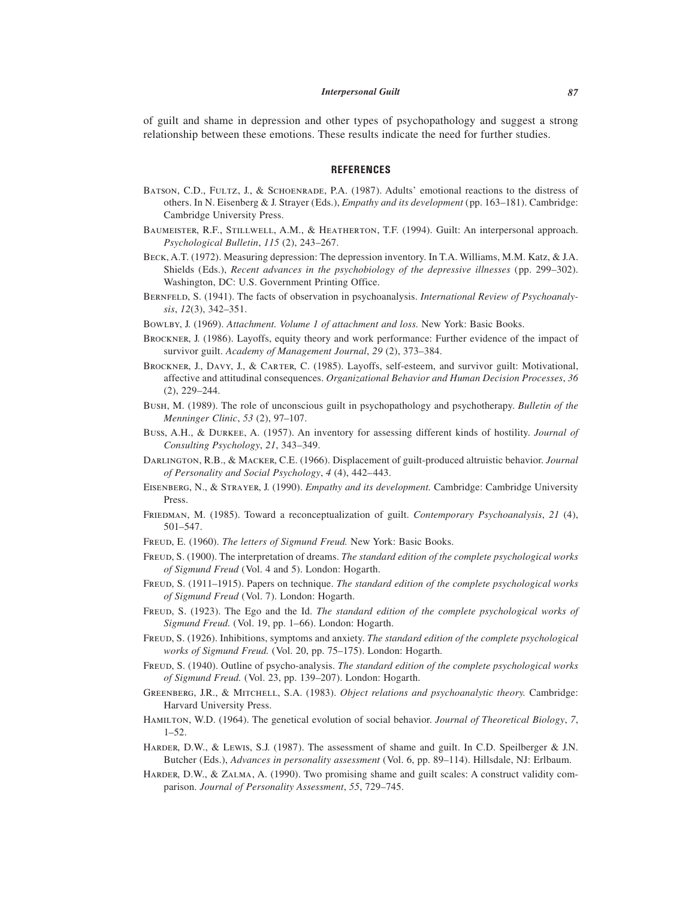of guilt and shame in depression and other types of psychopathology and suggest a strong relationship between these emotions. These results indicate the need for further studies.

## REFERENCES

Batson, C.D., Fultz, J., & Schoenrade, P.A. (1987). Adults' emotional reactions to the distress of others. In N. Eisenberg & J. Strayer (Eds.), *Empathy and its development* (pp. 163–181). Cambridge: Cambridge University Press.

Baumeister, R.F., Stillwell, A.M., & Heatherton, T.F. (1994). Guilt: An interpersonal approach. *Psychological Bulletin*, *115* (2), 243–267.

Beck, A.T. (1972). Measuring depression: The depression inventory. In T.A. Williams, M.M. Katz, & J.A. Shields (Eds.), *Recent advances in the psychobiology of the depressive illnesses* (pp. 299–302). Washington, DC: U.S. Government Printing Office.

Bernfeld, S. (1941). The facts of observation in psychoanalysis. *International Review of Psychoanalysis*, *12*(3), 342–351.

Bowlby, J. (1969). *Attachment. Volume 1 of attachment and loss.* New York: Basic Books.

Brockner, J. (1986). Layoffs, equity theory and work performance: Further evidence of the impact of survivor guilt. *Academy of Management Journal*, *29* (2), 373–384.

Brockner, J., Davy, J., & Carter, C. (1985). Layoffs, self-esteem, and survivor guilt: Motivational, affective and attitudinal consequences. *Organizational Behavior and Human Decision Processes*, *36* (2), 229–244.

Bush, M. (1989). The role of unconscious guilt in psychopathology and psychotherapy. *Bulletin of the Menninger Clinic*, *53* (2), 97–107.

Buss, A.H., & Durkee, A. (1957). An inventory for assessing different kinds of hostility. *Journal of Consulting Psychology*, *21*, 343–349.

Darlington, R.B., & Macker, C.E. (1966). Displacement of guilt-produced altruistic behavior. *Journal of Personality and Social Psychology*, *4* (4), 442–443.

Eisenberg, N., & Strayer, J. (1990). *Empathy and its development.* Cambridge: Cambridge University Press.

Friedman, M. (1985). Toward a reconceptualization of guilt. *Contemporary Psychoanalysis*, *21* (4), 501–547.

Freud, E. (1960). *The letters of Sigmund Freud.* New York: Basic Books.

Freud, S. (1900). The interpretation of dreams. *The standard edition of the complete psychological works of Sigmund Freud* (Vol. 4 and 5). London: Hogarth.

Freud, S. (1911–1915). Papers on technique. *The standard edition of the complete psychological works of Sigmund Freud* (Vol. 7). London: Hogarth.

Freud, S. (1923). The Ego and the Id. *The standard edition of the complete psychological works of Sigmund Freud.* (Vol. 19, pp. 1–66). London: Hogarth.

Freud, S. (1926). Inhibitions, symptoms and anxiety. *The standard edition of the complete psychological works of Sigmund Freud.* (Vol. 20, pp. 75–175). London: Hogarth.

Freud, S. (1940). Outline of psycho-analysis. *The standard edition of the complete psychological works of Sigmund Freud.* (Vol. 23, pp. 139–207). London: Hogarth.

Greenberg, J.R., & Mitchell, S.A. (1983). *Object relations and psychoanalytic theory.* Cambridge: Harvard University Press.

Hamilton, W.D. (1964). The genetical evolution of social behavior. *Journal of Theoretical Biology*, *7*, 1–52.

Harder, D.W., & Lewis, S.J. (1987). The assessment of shame and guilt. In C.D. Speilberger & J.N. Butcher (Eds.), *Advances in personality assessment* (Vol. 6, pp. 89–114). Hillsdale, NJ: Erlbaum.

Harder, D.W., & Zalma, A. (1990). Two promising shame and guilt scales: A construct validity comparison. *Journal of Personality Assessment*, *55*, 729–745.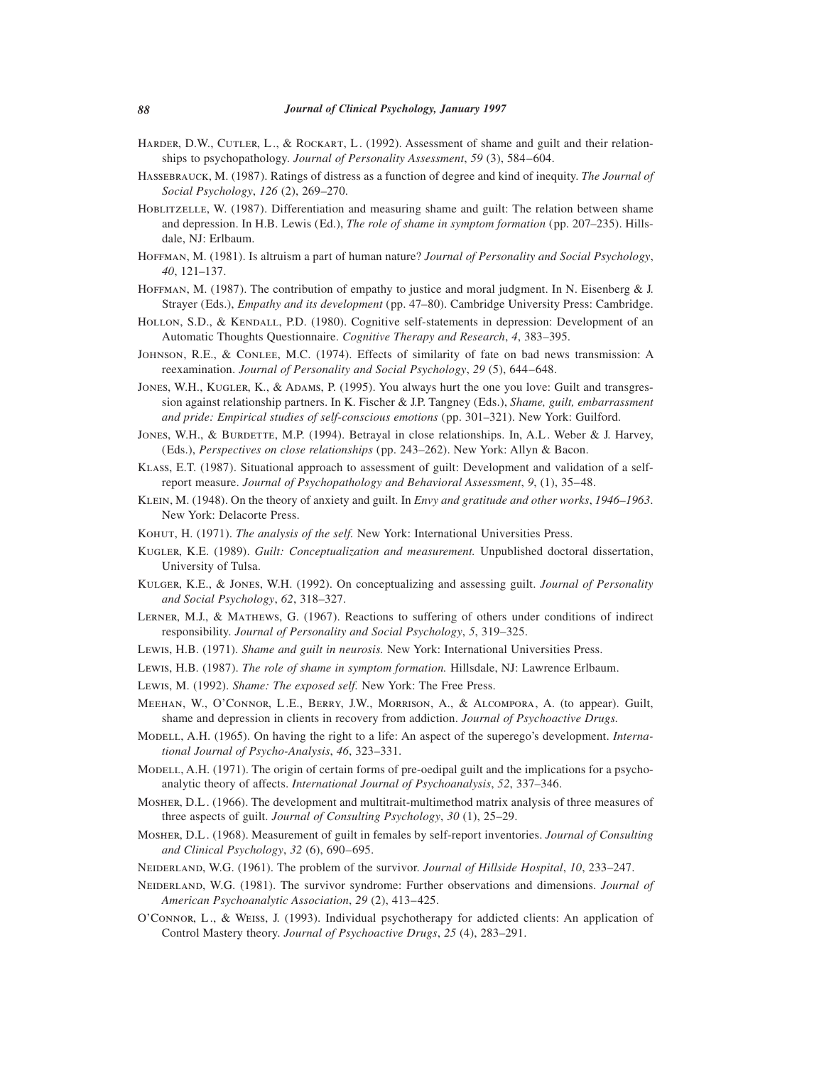Harder, D.W., Cutler, L., & Rockart, L. (1992). Assessment of shame and guilt and their relationships to psychopathology. *Journal of Personality Assessment*, *59* (3), 584–604.

Hassebrauck, M. (1987). Ratings of distress as a function of degree and kind of inequity. *The Journal of Social Psychology*, *126* (2), 269–270.

Hoblitzelle, W. (1987). Differentiation and measuring shame and guilt: The relation between shame and depression. In H.B. Lewis (Ed.), *The role of shame in symptom formation* (pp. 207–235). Hillsdale, NJ: Erlbaum.

Hoffman, M. (1981). Is altruism a part of human nature? *Journal of Personality and Social Psychology*, *40*, 121–137.

Hoffman, M. (1987). The contribution of empathy to justice and moral judgment. In N. Eisenberg & J. Strayer (Eds.), *Empathy and its development* (pp. 47–80). Cambridge University Press: Cambridge.

Hollon, S.D., & Kendall, P.D. (1980). Cognitive self-statements in depression: Development of an Automatic Thoughts Questionnaire. *Cognitive Therapy and Research*, *4*, 383–395.

Johnson, R.E., & Conlee, M.C. (1974). Effects of similarity of fate on bad news transmission: A reexamination. *Journal of Personality and Social Psychology*, *29* (5), 644–648.

Jones, W.H., Kugler, K., & Adams, P. (1995). You always hurt the one you love: Guilt and transgression against relationship partners. In K. Fischer & J.P. Tangney (Eds.), *Shame, guilt, embarrassment and pride: Empirical studies of self-conscious emotions* (pp. 301–321). New York: Guilford.

Jones, W.H., & Burdette, M.P. (1994). Betrayal in close relationships. In, A.L. Weber & J. Harvey, (Eds.), *Perspectives on close relationships* (pp. 243–262). New York: Allyn & Bacon.

Klass, E.T. (1987). Situational approach to assessment of guilt: Development and validation of a self-report measure. *Journal of Psychopathology and Behavioral Assessment*, *9*, (1), 35–48.

Klein, M. (1948). On the theory of anxiety and guilt. In *Envy and gratitude and other works*, *1946–1963*. New York: Delacorte Press.

Kohut, H. (1971). *The analysis of the self.* New York: International Universities Press.

Kugler, K.E. (1989). *Guilt: Conceptualization and measurement.* Unpublished doctoral dissertation, University of Tulsa.

Kulger, K.E., & Jones, W.H. (1992). On conceptualizing and assessing guilt. *Journal of Personality and Social Psychology*, *62*, 318–327.

Lerner, M.J., & Mathews, G. (1967). Reactions to suffering of others under conditions of indirect responsibility. *Journal of Personality and Social Psychology*, *5*, 319–325.

Lewis, H.B. (1971). *Shame and guilt in neurosis.* New York: International Universities Press.

Lewis, H.B. (1987). *The role of shame in symptom formation.* Hillsdale, NJ: Lawrence Erlbaum.

Lewis, M. (1992). *Shame: The exposed self.* New York: The Free Press.

Meehan, W., O'Connor, L.E., Berry, J.W., Morrison, A., & Alcompora, A. (to appear). Guilt, shame and depression in clients in recovery from addiction. *Journal of Psychoactive Drugs.*

Modell, A.H. (1965). On having the right to a life: An aspect of the superego's development. *International Journal of Psycho-Analysis*, *46*, 323–331.

Modell, A.H. (1971). The origin of certain forms of pre-oedipal guilt and the implications for a psychoanalytic theory of affects. *International Journal of Psychoanalysis*, *52*, 337–346.

Mosher, D.L. (1966). The development and multitrait-multimethod matrix analysis of three measures of three aspects of guilt. *Journal of Consulting Psychology*, *30* (1), 25–29.

Mosher, D.L. (1968). Measurement of guilt in females by self-report inventories. *Journal of Consulting and Clinical Psychology*, *32* (6), 690–695.

Neiderland, W.G. (1961). The problem of the survivor. *Journal of Hillside Hospital*, *10*, 233–247.

Neiderland, W.G. (1981). The survivor syndrome: Further observations and dimensions. *Journal of American Psychoanalytic Association*, *29* (2), 413–425.

O'Connor, L., & Weiss, J. (1993). Individual psychotherapy for addicted clients: An application of Control Mastery theory. *Journal of Psychoactive Drugs*, *25* (4), 283–291.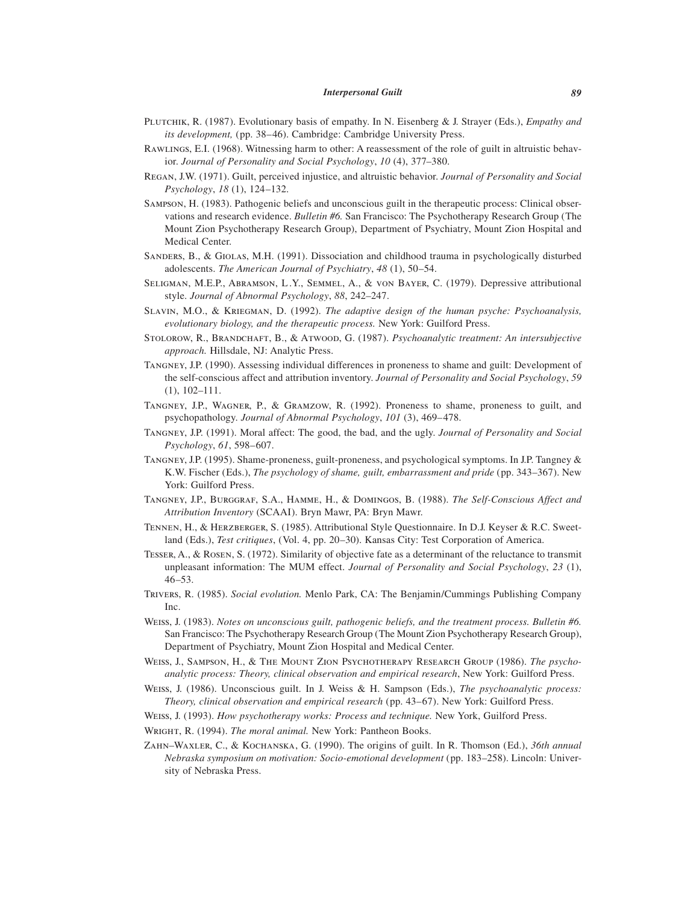Plutchik, R. (1987). Evolutionary basis of empathy. In N. Eisenberg & J. Strayer (Eds.), *Empathy and its development,* (pp. 38–46). Cambridge: Cambridge University Press.

Rawlings, E.I. (1968). Witnessing harm to other: A reassessment of the role of guilt in altruistic behavior. *Journal of Personality and Social Psychology*, *10* (4), 377–380.

Regan, J.W. (1971). Guilt, perceived injustice, and altruistic behavior. *Journal of Personality and Social Psychology*, *18* (1), 124–132.

Sampson, H. (1983). Pathogenic beliefs and unconscious guilt in the therapeutic process: Clinical observations and research evidence. *Bulletin #6.* San Francisco: The Psychotherapy Research Group (The Mount Zion Psychotherapy Research Group), Department of Psychiatry, Mount Zion Hospital and Medical Center.

Sanders, B., & Giolas, M.H. (1991). Dissociation and childhood trauma in psychologically disturbed adolescents. *The American Journal of Psychiatry*, *48* (1), 50–54.

Seligman, M.E.P., Abramson, L.Y., Semmel, A., & von Bayer, C. (1979). Depressive attributional style. *Journal of Abnormal Psychology*, *88*, 242–247.

Slavin, M.O., & Kriegman, D. (1992). *The adaptive design of the human psyche: Psychoanalysis, evolutionary biology, and the therapeutic process.* New York: Guilford Press.

Stolorow, R., Brandchaft, B., & Atwood, G. (1987). *Psychoanalytic treatment: An intersubjective approach.* Hillsdale, NJ: Analytic Press.

Tangney, J.P. (1990). Assessing individual differences in proneness to shame and guilt: Development of the self-conscious affect and attribution inventory. *Journal of Personality and Social Psychology*, *59* (1), 102–111.

Tangney, J.P., Wagner, P., & Gramzow, R. (1992). Proneness to shame, proneness to guilt, and psychopathology. *Journal of Abnormal Psychology*, *101* (3), 469–478.

Tangney, J.P. (1991). Moral affect: The good, the bad, and the ugly. *Journal of Personality and Social Psychology*, *61*, 598–607.

Tangney, J.P. (1995). Shame-proneness, guilt-proneness, and psychological symptoms. In J.P. Tangney & K.W. Fischer (Eds.), *The psychology of shame, guilt, embarrassment and pride* (pp. 343–367). New York: Guilford Press.

Tangney, J.P., Burggraf, S.A., Hamme, H., & Domingos, B. (1988). *The Self-Conscious Affect and Attribution Inventory* (SCAAI). Bryn Mawr, PA: Bryn Mawr.

Tennen, H., & Herzberger, S. (1985). Attributional Style Questionnaire. In D.J. Keyser & R.C. Sweetland (Eds.), *Test critiques*, (Vol. 4, pp. 20–30). Kansas City: Test Corporation of America.

Tesser, A., & Rosen, S. (1972). Similarity of objective fate as a determinant of the reluctance to transmit unpleasant information: The MUM effect. *Journal of Personality and Social Psychology*, *23* (1), 46–53.

Trivers, R. (1985). *Social evolution.* Menlo Park, CA: The Benjamin/Cummings Publishing Company Inc.

Weiss, J. (1983). *Notes on unconscious guilt, pathogenic beliefs, and the treatment process. Bulletin #6.* San Francisco: The Psychotherapy Research Group (The Mount Zion Psychotherapy Research Group), Department of Psychiatry, Mount Zion Hospital and Medical Center.

Weiss, J., Sampson, H., & The Mount Zion Psychotherapy Research Group (1986). *The psychoanalytic process: Theory, clinical observation and empirical research*, New York: Guilford Press.

Weiss, J. (1986). Unconscious guilt. In J. Weiss & H. Sampson (Eds.), *The psychoanalytic process: Theory, clinical observation and empirical research* (pp. 43–67). New York: Guilford Press.

Weiss, J. (1993). *How psychotherapy works: Process and technique.* New York, Guilford Press.

Wright, R. (1994). *The moral animal.* New York: Pantheon Books.

Zahn–Waxler, C., & Kochanska, G. (1990). The origins of guilt. In R. Thomson (Ed.), *36th annual Nebraska symposium on motivation: Socio-emotional development* (pp. 183–258). Lincoln: University of Nebraska Press.